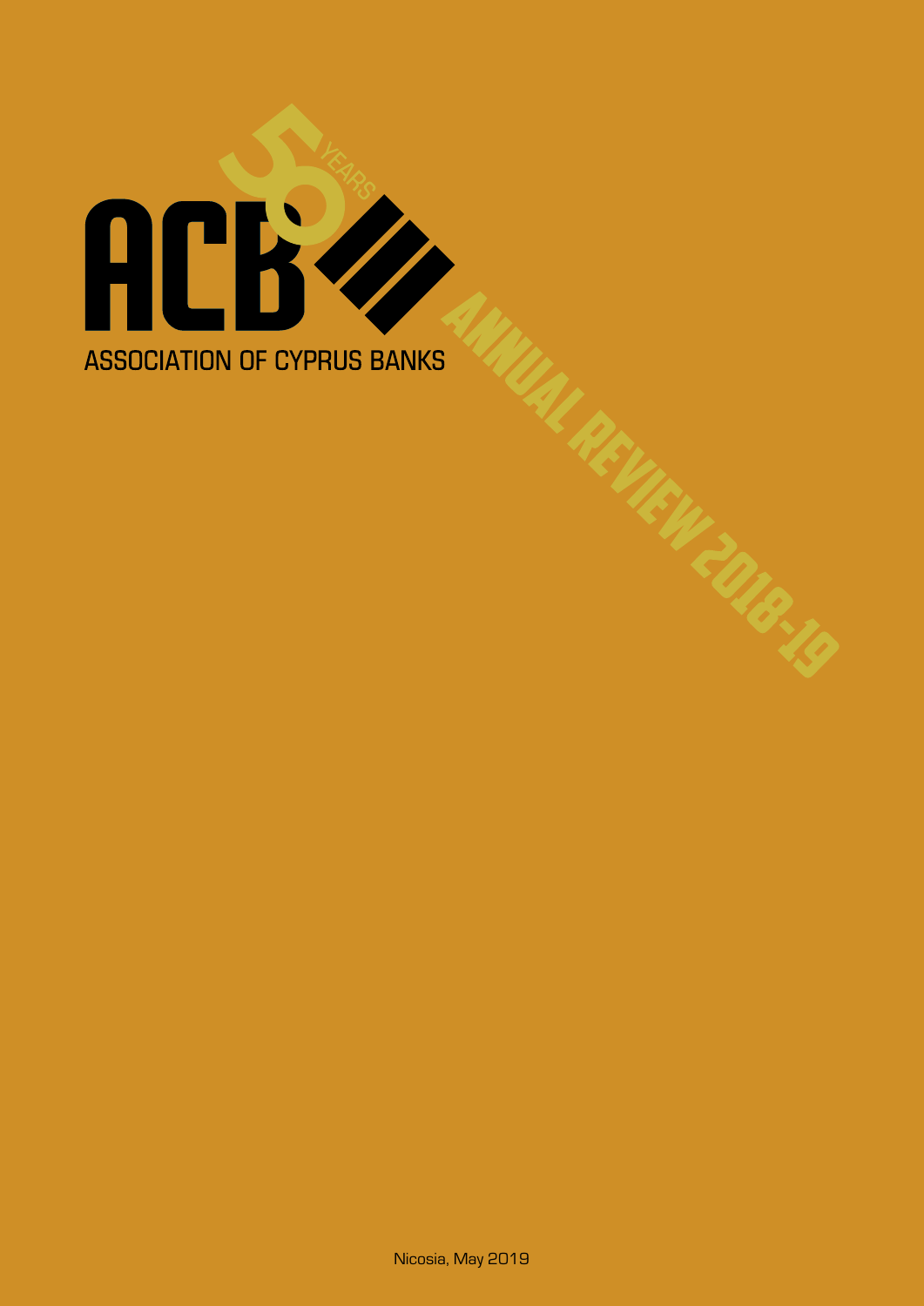# ACB

## ASSOCIATION OF CYPRUS BANKS

50 YEARS

# ANNUAL REVIEW 2018-19

Nicosia, May 2019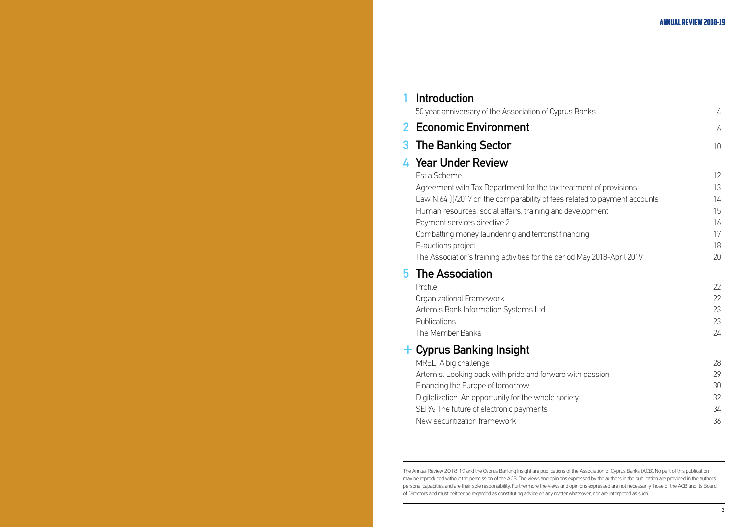## 1 Introduction

| | |
|---|---|
| 50 year anniversary of the Association of Cyprus Banks | 4 |

## 2 Economic Environment 6

## 3 The Banking Sector 10

## 4 Year Under Review

| | |
|---|---|
| Estia Scheme | 12 |
| Agreement with Tax Department for the tax treatment of provisions | 13 |
| Law N.64 (I)/2017 on the comparability of fees related to payment accounts | 14 |
| Human resources, social affairs, training and development | 15 |
| Payment services directive 2 | 16 |
| Combatting money laundering and terrorist financing | 17 |
| E-auctions project | 18 |
| The Association's training activities for the period May 2018-April 2019 | 20 |

## 5 The Association

| | |
|---|---|
| Profile | 22 |
| Organizational Framework | 22 |
| Artemis Bank Information Systems Ltd | 23 |
| Publications | 23 |
| The Member Banks | 24 |

## + Cyprus Banking Insight

| | |
|---|---|
| MREL: A big challenge | 28 |
| Artemis: Looking back with pride and forward with passion | 29 |
| Financing the Europe of tomorrow | 30 |
| Digitalization: An opportunity for the whole society | 32 |
| SEPA: The future of electronic payments | 34 |
| New securitization framework | 36 |

The Annual Review 2018-19 and the Cyprus Banking Insight are publications of the Association of Cyprus Banks (ACB). No part of this publication may be reproduced without the permission of the ACB. The views and opinions expressed by the authors in the publication are provided in the authors' personal capacities and are their sole responsibility. Furthermore the views and opinions expressed are not necessarily those of the ACB and its Board of Directors and must neither be regarded as constituting advice on any matter whatsover, nor are interpeted as such.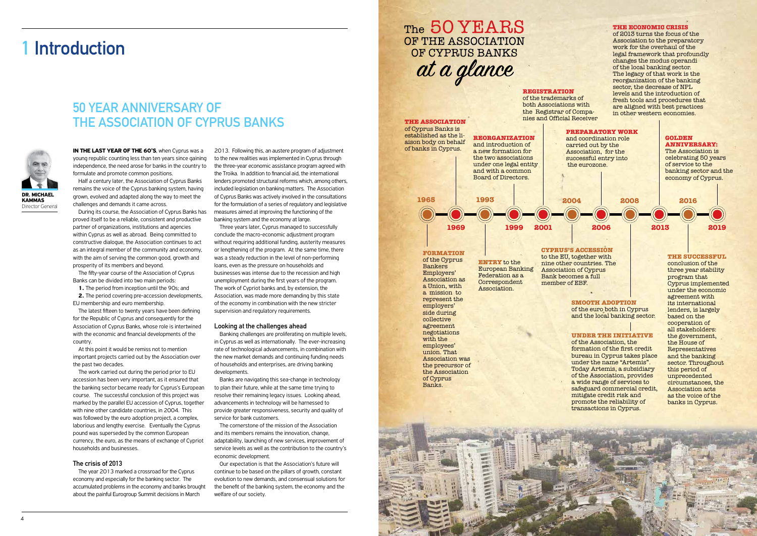# 1 Introduction

## 50 YEAR ANNIVERSARY OF THE ASSOCIATION OF CYPRUS BANKS

**DR. MICHAEL KAMMAS**
Director General

**IN THE LAST YEAR OF THE 60'S**, when Cyprus was a young republic counting less than ten years since gaining independence, the need arose for banks in the country to formulate and promote common positions.

Half a century later, the Association of Cyprus Banks remains the voice of the Cyprus banking system, having grown, evolved and adapted along the way to meet the challenges and demands it came across.

During its course, the Association of Cyprus Banks has proved itself to be a reliable, consistent and productive partner of organizations, institutions and agencies within Cyprus as well as abroad. Being committed to constructive dialogue, the Association continues to act as an integral member of the community and economy, with the aim of serving the common good, growth and prosperity of its members and beyond.

The fifty-year course of the Association of Cyprus Banks can be divided into two main periods:

**1.** The period from inception until the 90s; and

**2.** The period covering pre-accession developments, EU membership and euro membership.

The latest fifteen to twenty years have been defining for the Republic of Cyprus and consequently for the Association of Cyprus Banks, whose role is intertwined with the economic and financial developments of the country.

At this point it would be remiss not to mention important projects carried out by the Association over the past two decades.

The work carried out during the period prior to EU accession has been very important, as it ensured that the banking sector became ready for Cyprus's European course. The successful conclusion of this project was marked by the parallel EU accession of Cyprus, together with nine other candidate countries, in 2004. This was followed by the euro adoption project, a complex, laborious and lengthy exercise. Eventually the Cyprus pound was superseded by the common European currency, the euro, as the means of exchange of Cypriot households and businesses.

### The crisis of 2013

The year 2013 marked a crossroad for the Cyprus economy and especially for the banking sector. The accumulated problems in the economy and banks brought about the painful Eurogroup Summit decisions in March 2013. Following this, an austere program of adjustment to the new realities was implemented in Cyprus through the three-year economic assistance program agreed with the Troika. In addition to financial aid, the international lenders promoted structural reforms which, among others, included legislation on banking matters. The Association of Cyprus Banks was actively involved in the consultations for the formulation of a series of regulatory and legislative measures aimed at improving the functioning of the banking system and the economy at large.

Three years later, Cyprus managed to successfully conclude the macro-economic adjustment program without requiring additional funding, austerity measures or lengthening of the program. At the same time, there was a steady reduction in the level of non-performing loans, even as the pressure on households and businesses was intense due to the recession and high unemployment during the first years of the program. The work of Cypriot banks and, by extension, the Association, was made more demanding by this state of the economy in combination with the new stricter supervision and regulatory requirements.

### Looking at the challenges ahead

Banking challenges are proliferating on multiple levels, in Cyprus as well as internationally. The ever-increasing rate of technological advancements, in combination with the new market demands and continuing funding needs of households and enterprises, are driving banking developments.

Banks are navigating this sea-change in technology to plan their future, while at the same time trying to resolve their remaining legacy issues. Looking ahead, advancements in technology will be harnessed to provide greater responsiveness, security and quality of service for bank customers.

The cornerstone of the mission of the Association and its members remains the innovation, change, adaptability, launching of new services, improvement of service levels as well as the contribution to the country's economic development.

Our expectation is that the Association's future will continue to be based on the pillars of growth, constant evolution to new demands, and consensual solutions for the benefit of the banking system, the economy and the welfare of our society.

## The 50 YEARS OF THE ASSOCIATION OF CYPRUS BANKS *at a glance*

**1965 – THE ASSOCIATION** of Cyprus Banks is established as the liaison body on behalf of banks in Cyprus.

**1969 – FORMATION** of the Cyprus Bankers Employers' Association as a Union, with a mission to represent the employers' side during collective agreement negotiations with the employees' union. That Association was the precursor of the Association of Cyprus Banks.

**1993 – REORGANIZATION** and introduction of a new formation for the two associations under one legal entity and with a common Board of Directors.

**1999 – ENTRY** to the European Banking Federation as a Correspondent Association.

**2001 – REGISTRATION** of the trademarks of both Associations with the Registrar of Companies and Official Receiver

**2004 – CYPRUS'S ACCESSION** to the EU, together with nine other countries. The Association of Cyprus Bank becomes a full member of EBF.

**2006 – PREPARATORY WORK** and coordination role carried out by the Association, for the successful entry into the eurozone.

**2008 – SMOOTH ADOPTION** of the euro both in Cyprus and the local banking sector.

**UNDER THE INITIATIVE** of the Association, the formation of the first credit bureau in Cyprus takes place under the name "Artemis". Today Artemis, a subsidiary of the Association, provides a wide range of services to safeguard commercial credit, mitigate credit risk and promote the reliability of transactions in Cyprus.

**2013 – THE ECONOMIC CRISIS** of 2013 turns the focus of the Association to the preparatory work for the overhaul of the legal framework that profoundly changes the modus operandi of the local banking sector. The legacy of that work is the reorganization of the banking sector, the decrease of NPL levels and the introduction of fresh tools and procedures that are aligned with best practices in other western economies.

**2016 – THE SUCCESSFUL** conclusion of the three year stability program that Cyprus implemented under the economic agreement with its international lenders, is largely based on the cooperation of all stakeholders: the government, the House of Representatives and the banking sector. Throughout this period of unprecedented circumstances, the Association acts as the voice of the banks in Cyprus.

**2019 – GOLDEN ANNIVERSARY:** The Association is celebrating 50 years of service to the banking sector and the economy of Cyprus.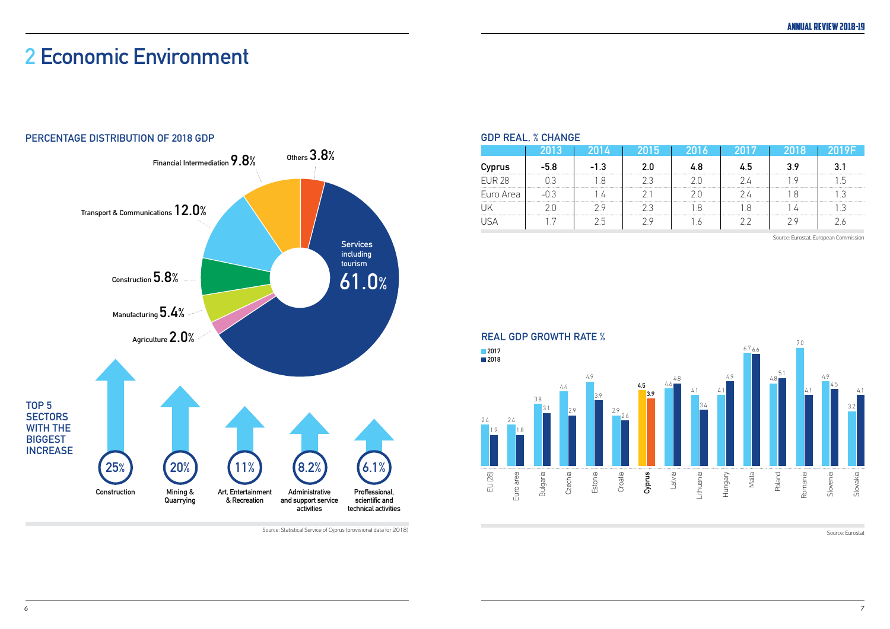# 2 Economic Environment

## PERCENTAGE DISTRIBUTION OF 2018 GDP

- Services including tourism 61.0%
- Transport & Communications 12.0%
- Financial Intermediation 9.8%
- Construction 5.8%
- Manufacturing 5.4%
- Others 3.8%
- Agriculture 2.0%

### TOP 5 SECTORS WITH THE BIGGEST INCREASE

- 25% Construction
- 20% Mining & Quarrying
- 11% Art, Entertainment & Recreation
- 8.2% Administrative and support service activities
- 6.1% Proffessional, scientific and technical activities

Source: Statistical Service of Cyprus (provisional data for 2018)

## GDP REAL, % CHANGE

| | 2013 | 2014 | 2015 | 2016 | 2017 | 2018 | 2019F |
|---|---|---|---|---|---|---|---|
| **Cyprus** | **-5.8** | **-1.3** | **2.0** | **4.8** | **4.5** | **3.9** | **3.1** |
| EUR 28 | 0.3 | 1.8 | 2.3 | 2.0 | 2.4 | 1.9 | 1.5 |
| Euro Area | -0.3 | 1.4 | 2.1 | 2.0 | 2.4 | 1.8 | 1.3 |
| UK | 2.0 | 2.9 | 2.3 | 1.8 | 1.8 | 1.4 | 1.3 |
| USA | 1.7 | 2.5 | 2.9 | 1.6 | 2.2 | 2.9 | 2.6 |

Source: Eurostat, European Commission

## REAL GDP GROWTH RATE %

| | 2017 | 2018 |
|---|---|---|
| EU (28) | 2.4 | 1.9 |
| Euro area | 2.4 | 1.8 |
| Bulgaria | 3.8 | 3.1 |
| Czechia | 4.4 | 2.9 |
| Estonia | 4.9 | 3.9 |
| Croatia | 2.9 | 2.6 |
| **Cyprus** | **4.5** | **3.9** |
| Latvia | 4.6 | 4.8 |
| Lithuania | 4.1 | 3.4 |
| Hungary | 4.1 | 4.9 |
| Malta | 6.7 | 6.6 |
| Poland | 4.8 | 5.1 |
| Romania | 7.0 | 4.1 |
| Slovenia | 4.9 | 4.5 |
| Slovakia | 3.2 | 4.1 |

Source: Eurostat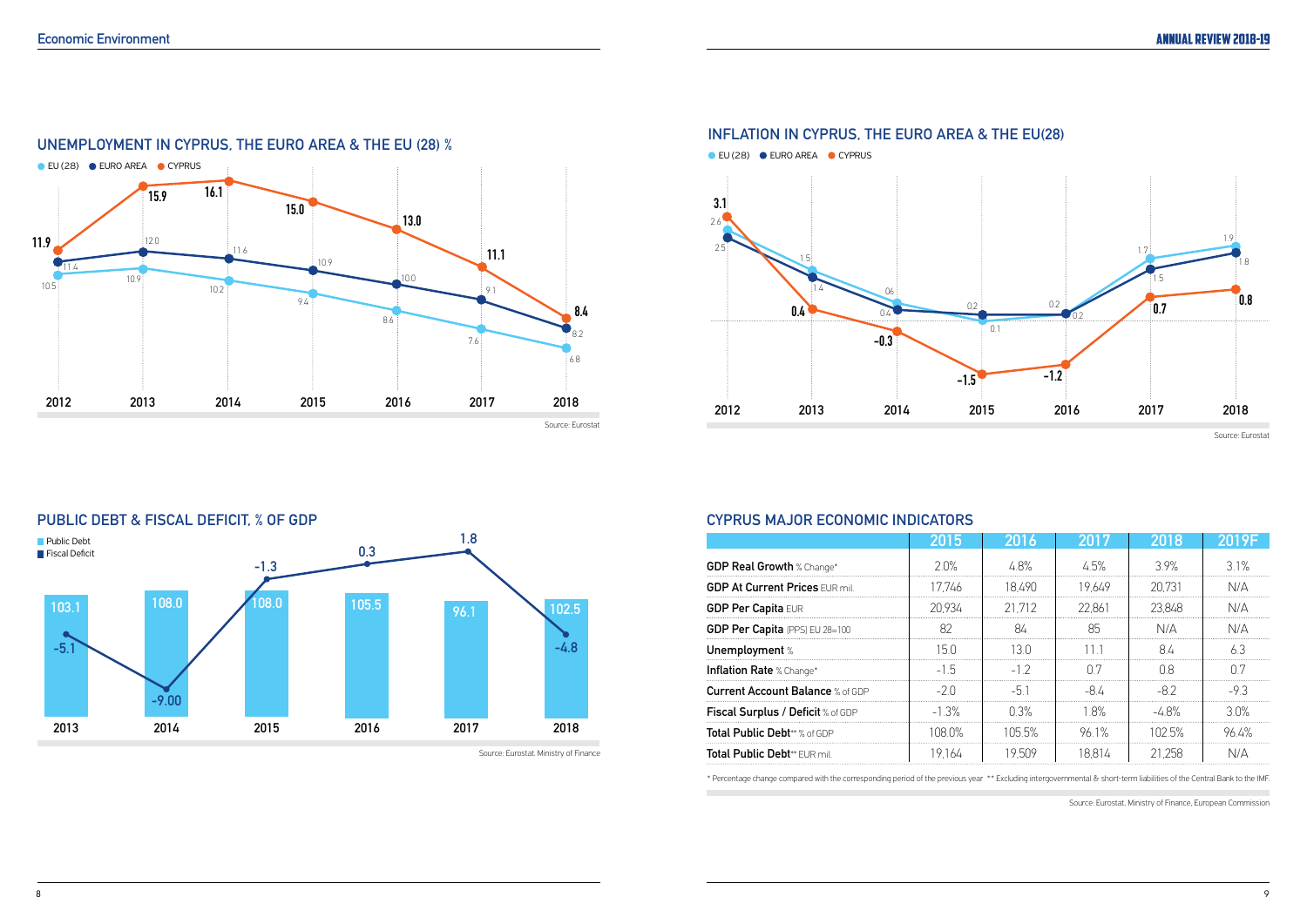## Economic Environment

### UNEMPLOYMENT IN CYPRUS, THE EURO AREA & THE EU (28) %

| | 2012 | 2013 | 2014 | 2015 | 2016 | 2017 | 2018 |
|---|---|---|---|---|---|---|---|
| EU (28) | 10.5 | 10.9 | 10.2 | 9.4 | 8.6 | 7.6 | 6.8 |
| EURO AREA | 11.4 | 12.0 | 11.6 | 10.9 | 10.0 | 9.1 | 8.2 |
| CYPRUS | 11.9 | 15.9 | 16.1 | 15.0 | 13.0 | 11.1 | 8.4 |

Source: Eurostat

### INFLATION IN CYPRUS, THE EURO AREA & THE EU(28)

| | 2012 | 2013 | 2014 | 2015 | 2016 | 2017 | 2018 |
|---|---|---|---|---|---|---|---|
| EU (28) | 2.6 | 1.5 | 0.6 | 0.1 | 0.2 | 1.7 | 1.9 |
| EURO AREA | 2.5 | 1.4 | 0.4 | 0.2 | 0.2 | 1.5 | 1.8 |
| CYPRUS | 3.1 | 0.4 | -0.3 | -1.5 | -1.2 | 0.7 | 0.8 |

Source: Eurostat

### PUBLIC DEBT & FISCAL DEFICIT, % OF GDP

| | 2013 | 2014 | 2015 | 2016 | 2017 | 2018 |
|---|---|---|---|---|---|---|
| Public Debt | 103.1 | 108.0 | 108.0 | 105.5 | 96.1 | 102.5 |
| Fiscal Deficit | -5.1 | -9.00 | -1.3 | 0.3 | 1.8 | -4.8 |

Source: Eurostat, Ministry of Finance

### CYPRUS MAJOR ECONOMIC INDICATORS

| | 2015 | 2016 | 2017 | 2018 | 2019F |
|---|---|---|---|---|---|
| **GDP Real Growth** % Change* | 2.0% | 4.8% | 4.5% | 3.9% | 3.1% |
| **GDP At Current Prices** EUR mil. | 17,746 | 18,490 | 19,649 | 20,731 | N/A |
| **GDP Per Capita** EUR | 20,934 | 21,712 | 22,861 | 23,848 | N/A |
| **GDP Per Capita** (PPS) EU 28=100 | 82 | 84 | 85 | N/A | N/A |
| **Unemployment** % | 15.0 | 13.0 | 11.1 | 8.4 | 6.3 |
| **Inflation Rate** % Change* | -1.5 | -1.2 | 0.7 | 0.8 | 0.7 |
| **Current Account Balance** % of GDP | -2.0 | -5.1 | -8.4 | -8.2 | -9.3 |
| **Fiscal Surplus / Deficit** % of GDP | -1.3% | 0.3% | 1.8% | -4.8% | 3.0% |
| **Total Public Debt**** % of GDP | 108.0% | 105.5% | 96.1% | 102.5% | 96.4% |
| **Total Public Debt**** EUR mil. | 19,164 | 19,509 | 18,814 | 21,258 | N/A |

* Percentage change compared with the corresponding period of the previous year ** Excluding intergovernmental & short-term liabilities of the Central Bank to the IMF.

Source: Eurostat, Ministry of Finance, European Commission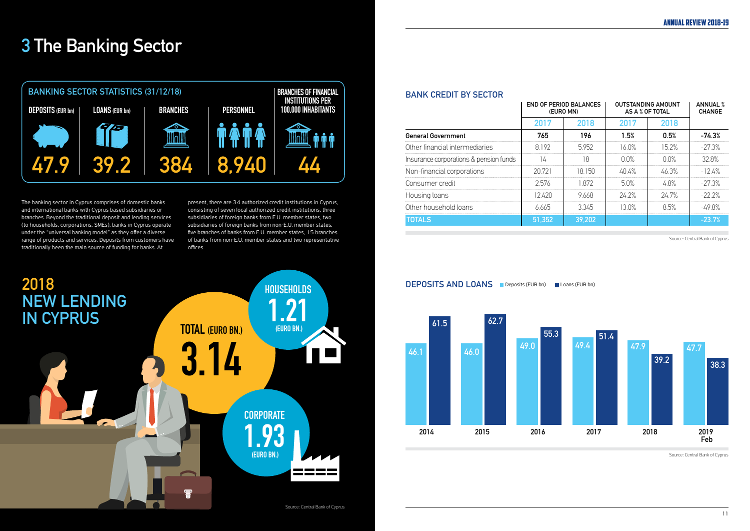# 3 The Banking Sector

## BANKING SECTOR STATISTICS (31/12/18)

| DEPOSITS (EUR bn) | LOANS (EUR bn) | BRANCHES | PERSONNEL | BRANCHES OF FINANCIAL INSTITUTIONS PER 100,000 INHABITANTS |
|---|---|---|---|---|
| 47.9 | 39.2 | 384 | 8,940 | 44 |

The banking sector in Cyprus comprises of domestic banks and international banks with Cyprus based subsidiaries or branches. Beyond the traditional deposit and lending services (to households, corporations, SMEs), banks in Cyprus operate under the "universal banking model" as they offer a diverse range of products and services. Deposits from customers have traditionally been the main source of funding for banks. At present, there are 34 authorized credit institutions in Cyprus, consisting of seven local authorized credit institutions, three subsidiaries of foreign banks from E.U. member states, two subsidiaries of foreign banks from non-E.U. member states, five branches of banks from E.U. member states, 15 branches of banks from non-E.U. member states and two representative offices.

## 2018 NEW LENDING IN CYPRUS

TOTAL (EURO BN.) 3.14

HOUSEHOLDS 1.21 (EURO BN.)

CORPORATE 1.93 (EURO BN.)

Source: Central Bank of Cyprus

## BANK CREDIT BY SECTOR

| | END OF PERIOD BALANCES (EURO MN) | | OUTSTANDING AMOUNT AS A % OF TOTAL | | ANNUAL % CHANGE |
|---|---|---|---|---|---|
| | 2017 | 2018 | 2017 | 2018 | |
| **General Government** | **765** | **196** | **1.5%** | **0.5%** | **-74.3%** |
| Other financial intermediaries | 8,192 | 5,952 | 16.0% | 15.2% | -27.3% |
| Insurance corporations & pension funds | 14 | 18 | 0.0% | 0.0% | 32.8% |
| Non-financial corporations | 20,721 | 18,150 | 40.4% | 46.3% | -12.4% |
| Consumer credit | 2,576 | 1,872 | 5.0% | 4.8% | -27.3% |
| Housing loans | 12,420 | 9,668 | 24.2% | 24.7% | -22.2% |
| Other household loans | 6,665 | 3,345 | 13.0% | 8.5% | -49.8% |
| **TOTALS** | **51,352** | **39,202** | | | **-23.7%** |

Source: Central Bank of Cyprus

## DEPOSITS AND LOANS

| | Deposits (EUR bn) | Loans (EUR bn) |
|---|---|---|
| 2014 | 46.1 | 61.5 |
| 2015 | 46.0 | 62.7 |
| 2016 | 49.0 | 55.3 |
| 2017 | 49.4 | 51.4 |
| 2018 | 47.9 | 39.2 |
| 2019 Feb | 47.7 | 38.3 |

Source: Central Bank of Cyprus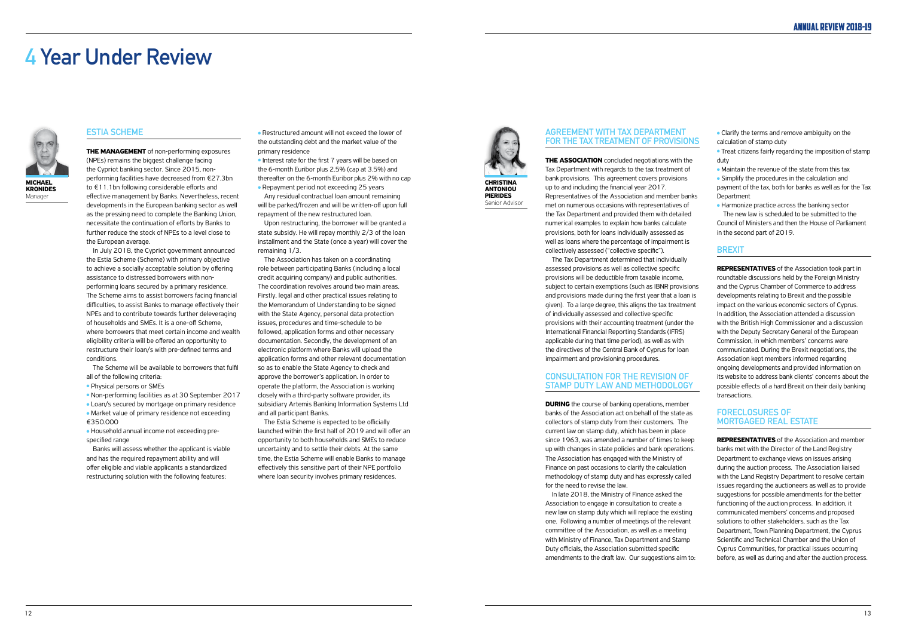# 4 Year Under Review

**MICHAEL KRONIDES**
Manager

## ESTIA SCHEME

**THE MANAGEMENT** of non-performing exposures (NPEs) remains the biggest challenge facing the Cypriot banking sector. Since 2015, non-performing facilities have decreased from €27.3bn to €11.1bn following considerable efforts and effective management by Banks. Nevertheless, recent developments in the European banking sector as well as the pressing need to complete the Banking Union, necessitate the continuation of efforts by Banks to further reduce the stock of NPEs to a level close to the European average.

In July 2018, the Cypriot government announced the Estia Scheme (Scheme) with primary objective to achieve a socially acceptable solution by offering assistance to distressed borrowers with non-performing loans secured by a primary residence. The Scheme aims to assist borrowers facing financial difficulties, to assist Banks to manage effectively their NPEs and to contribute towards further deleveraging of households and SMEs. It is a one-off Scheme, where borrowers that meet certain income and wealth eligibility criteria will be offered an opportunity to restructure their loan/s with pre-defined terms and conditions.

The Scheme will be available to borrowers that fulfil all of the following criteria:

- Physical persons or SMEs
- Non-performing facilities as at 30 September 2017
- Loan/s secured by mortgage on primary residence
- Market value of primary residence not exceeding €350.000
- Household annual income not exceeding pre-specified range

Banks will assess whether the applicant is viable and has the required repayment ability and will offer eligible and viable applicants a standardized restructuring solution with the following features:

- Restructured amount will not exceed the lower of the outstanding debt and the market value of the primary residence
- Interest rate for the first 7 years will be based on the 6-month Euribor plus 2.5% (cap at 3.5%) and thereafter on the 6-month Euribor plus 2% with no cap
- Repayment period not exceeding 25 years

Any residual contractual loan amount remaining will be parked/frozen and will be written-off upon full repayment of the new restructured loan.

Upon restructuring, the borrower will be granted a state subsidy. He will repay monthly 2/3 of the loan installment and the State (once a year) will cover the remaining 1/3.

The Association has taken on a coordinating role between participating Banks (including a local credit acquiring company) and public authorities. The coordination revolves around two main areas. Firstly, legal and other practical issues relating to the Memorandum of Understanding to be signed with the State Agency, personal data protection issues, procedures and time-schedule to be followed, application forms and other necessary documentation. Secondly, the development of an electronic platform where Banks will upload the application forms and other relevant documentation so as to enable the State Agency to check and approve the borrower's application. In order to operate the platform, the Association is working closely with a third-party software provider, its subsidiary Artemis Banking Information Systems Ltd and all participant Banks.

The Estia Scheme is expected to be officially launched within the first half of 2019 and will offer an opportunity to both households and SMEs to reduce uncertainty and to settle their debts. At the same time, the Estia Scheme will enable Banks to manage effectively this sensitive part of their NPE portfolio where loan security involves primary residences.

**CHRISTINA ANTONIOU PIERIDES**
Senior Advisor

## AGREEMENT WITH TAX DEPARTMENT FOR THE TAX TREATMENT OF PROVISIONS

**THE ASSOCIATION** concluded negotiations with the Tax Department with regards to the tax treatment of bank provisions. This agreement covers provisions up to and including the financial year 2017. Representatives of the Association and member banks met on numerous occasions with representatives of the Tax Department and provided them with detailed numerical examples to explain how banks calculate provisions, both for loans individually assessed as well as loans where the percentage of impairment is collectively assessed ("collective specific").

The Tax Department determined that individually assessed provisions as well as collective specific provisions will be deductible from taxable income, subject to certain exemptions (such as IBNR provisions and provisions made during the first year that a loan is given). To a large degree, this aligns the tax treatment of individually assessed and collective specific provisions with their accounting treatment (under the International Financial Reporting Standards (IFRS) applicable during that time period), as well as with the directives of the Central Bank of Cyprus for loan impairment and provisioning procedures.

## CONSULTATION FOR THE REVISION OF STAMP DUTY LAW AND METHODOLOGY

**DURING** the course of banking operations, member banks of the Association act on behalf of the state as collectors of stamp duty from their customers. The current law on stamp duty, which has been in place since 1963, was amended a number of times to keep up with changes in state policies and bank operations. The Association has engaged with the Ministry of Finance on past occasions to clarify the calculation methodology of stamp duty and has expressly called for the need to revise the law.

In late 2018, the Ministry of Finance asked the Association to engage in consultation to create a new law on stamp duty which will replace the existing one. Following a number of meetings of the relevant committee of the Association, as well as a meeting with Ministry of Finance, Tax Department and Stamp Duty officials, the Association submitted specific amendments to the draft law. Our suggestions aim to:

- Clarify the terms and remove ambiguity on the calculation of stamp duty
- Treat citizens fairly regarding the imposition of stamp duty
- Maintain the revenue of the state from this tax
- Simplify the procedures in the calculation and payment of the tax, both for banks as well as for the Tax Department
- Harmonize practice across the banking sector

The new law is scheduled to be submitted to the Council of Ministers and then the House of Parliament in the second part of 2019.

## BREXIT

**REPRESENTATIVES** of the Association took part in roundtable discussions held by the Foreign Ministry and the Cyprus Chamber of Commerce to address developments relating to Brexit and the possible impact on the various economic sectors of Cyprus. In addition, the Association attended a discussion with the British High Commissioner and a discussion with the Deputy Secretary General of the European Commission, in which members' concerns were communicated. During the Brexit negotiations, the Association kept members informed regarding ongoing developments and provided information on its website to address bank clients' concerns about the possible effects of a hard Brexit on their daily banking transactions.

## FORECLOSURES OF MORTGAGED REAL ESTATE

**REPRESENTATIVES** of the Association and member banks met with the Director of the Land Registry Department to exchange views on issues arising during the auction process. The Association liaised with the Land Registry Department to resolve certain issues regarding the auctioneers as well as to provide suggestions for possible amendments for the better functioning of the auction process. In addition, it communicated members' concerns and proposed solutions to other stakeholders, such as the Tax Department, Town Planning Department, the Cyprus Scientific and Technical Chamber and the Union of Cyprus Communities, for practical issues occurring before, as well as during and after the auction process.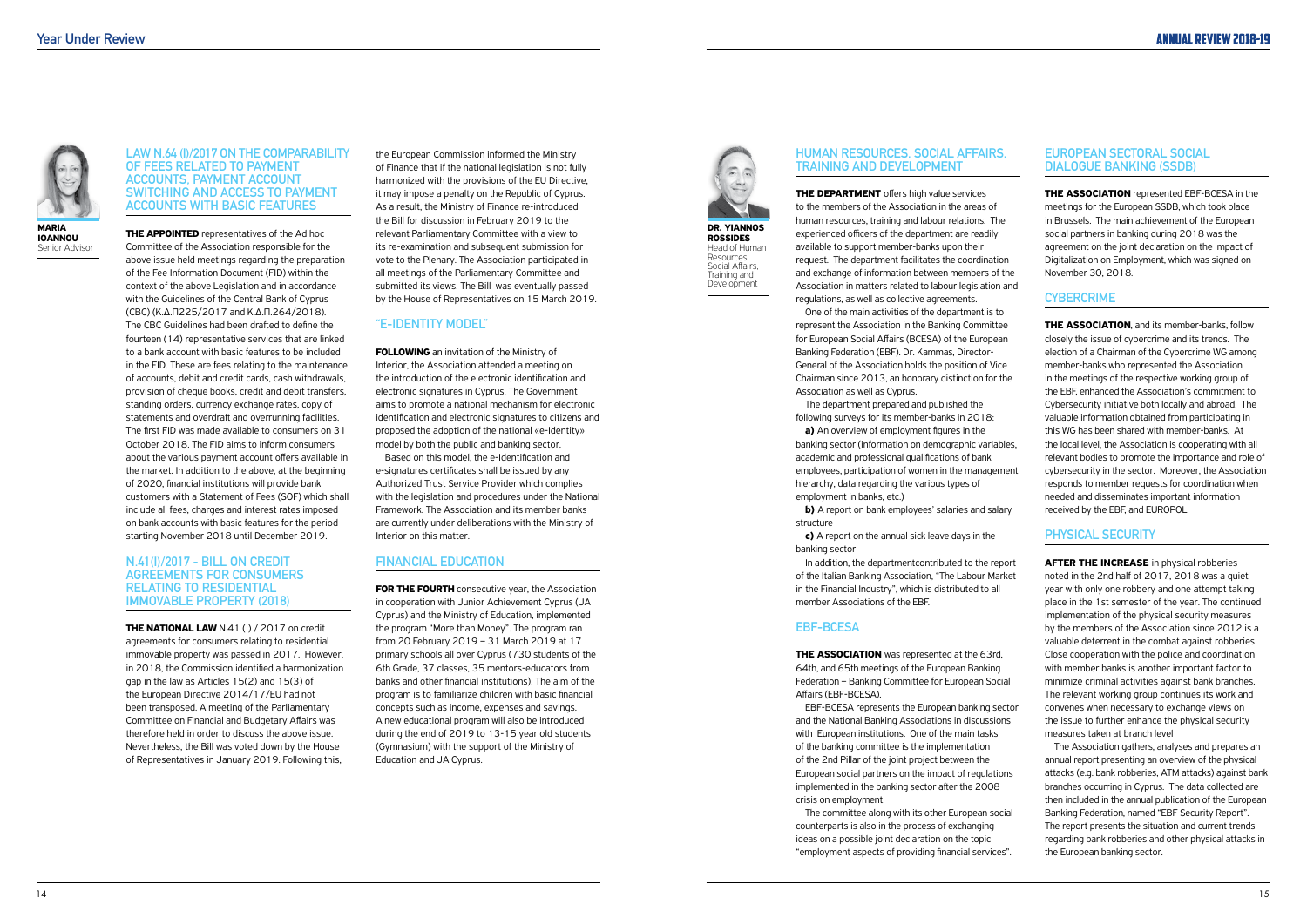**MARIA IOANNOU**
Senior Advisor

## LAW N.64 (I)/2017 ON THE COMPARABILITY OF FEES RELATED TO PAYMENT ACCOUNTS, PAYMENT ACCOUNT SWITCHING AND ACCESS TO PAYMENT ACCOUNTS WITH BASIC FEATURES

**THE APPOINTED** representatives of the Ad hoc Committee of the Association responsible for the above issue held meetings regarding the preparation of the Fee Information Document (FID) within the context of the above Legislation and in accordance with the Guidelines of the Central Bank of Cyprus (CBC) (Κ.Δ.Π225/2017 and Κ.Δ.Π.264/2018). The CBC Guidelines had been drafted to define the fourteen (14) representative services that are linked to a bank account with basic features to be included in the FID. These are fees relating to the maintenance of accounts, debit and credit cards, cash withdrawals, provision of cheque books, credit and debit transfers, standing orders, currency exchange rates, copy of statements and overdraft and overrunning facilities. The first FID was made available to consumers on 31 October 2018. The FID aims to inform consumers about the various payment account offers available in the market. In addition to the above, at the beginning of 2020, financial institutions will provide bank customers with a Statement of Fees (SOF) which shall include all fees, charges and interest rates imposed on bank accounts with basic features for the period starting November 2018 until December 2019.

## N.41(I)/2017 - BILL ON CREDIT AGREEMENTS FOR CONSUMERS RELATING TO RESIDENTIAL IMMOVABLE PROPERTY (2018)

**THE NATIONAL LAW** N.41 (I) / 2017 on credit agreements for consumers relating to residential immovable property was passed in 2017. However, in 2018, the Commission identified a harmonization gap in the law as Articles 15(2) and 15(3) of the European Directive 2014/17/EU had not been transposed. A meeting of the Parliamentary Committee on Financial and Budgetary Affairs was therefore held in order to discuss the above issue. Nevertheless, the Bill was voted down by the House of Representatives in January 2019. Following this, the European Commission informed the Ministry of Finance that if the national legislation is not fully harmonized with the provisions of the EU Directive, it may impose a penalty on the Republic of Cyprus. As a result, the Ministry of Finance re-introduced the Bill for discussion in February 2019 to the relevant Parliamentary Committee with a view to its re-examination and subsequent submission for vote to the Plenary. The Association participated in all meetings of the Parliamentary Committee and submitted its views. The Bill was eventually passed by the House of Representatives on 15 March 2019.

## "E-IDENTITY MODEL"

**FOLLOWING** an invitation of the Ministry of Interior, the Association attended a meeting on the introduction of the electronic identification and electronic signatures in Cyprus. The Government aims to promote a national mechanism for electronic identification and electronic signatures to citizens and proposed the adoption of the national «e-Identity» model by both the public and banking sector.

Based on this model, the e-Identification and e-signatures certificates shall be issued by any Authorized Trust Service Provider which complies with the legislation and procedures under the National Framework. The Association and its member banks are currently under deliberations with the Ministry of Interior on this matter.

## FINANCIAL EDUCATION

**FOR THE FOURTH** consecutive year, the Association in cooperation with Junior Achievement Cyprus (JA Cyprus) and the Ministry of Education, implemented the program "More than Money". The program ran from 20 February 2019 – 31 March 2019 at 17 primary schools all over Cyprus (730 students of the 6th Grade, 37 classes, 35 mentors-educators from banks and other financial institutions). The aim of the program is to familiarize children with basic financial concepts such as income, expenses and savings. A new educational program will also be introduced during the end of 2019 to 13-15 year old students (Gymnasium) with the support of the Ministry of Education and JA Cyprus.

**DR. YIANNOS ROSSIDES**
Head of Human Resources, Social Affairs, Training and Development

## HUMAN RESOURCES, SOCIAL AFFAIRS, TRAINING AND DEVELOPMENT

**THE DEPARTMENT** offers high value services to the members of the Association in the areas of human resources, training and labour relations. The experienced officers of the department are readily available to support member-banks upon their request. The department facilitates the coordination and exchange of information between members of the Association in matters related to labour legislation and regulations, as well as collective agreements.

One of the main activities of the department is to represent the Association in the Banking Committee for European Social Affairs (BCESA) of the European Banking Federation (EBF). Dr. Kammas, Director-General of the Association holds the position of Vice Chairman since 2013, an honorary distinction for the Association as well as Cyprus.

The department prepared and published the following surveys for its member-banks in 2018:

**a)** An overview of employment figures in the banking sector (information on demographic variables, academic and professional qualifications of bank employees, participation of women in the management hierarchy, data regarding the various types of employment in banks, etc.)

**b)** A report on bank employees' salaries and salary structure

**c)** A report on the annual sick leave days in the banking sector

In addition, the departmentcontributed to the report of the Italian Banking Association, "The Labour Market in the Financial Industry", which is distributed to all member Associations of the EBF.

## EBF-BCESA

**THE ASSOCIATION** was represented at the 63rd, 64th, and 65th meetings of the European Banking Federation – Banking Committee for European Social Affairs (EBF-BCESA).

EBF-BCESA represents the European banking sector and the National Banking Associations in discussions with European institutions. One of the main tasks of the banking committee is the implementation of the 2nd Pillar of the joint project between the European social partners on the impact of regulations implemented in the banking sector after the 2008 crisis on employment.

The committee along with its other European social counterparts is also in the process of exchanging ideas on a possible joint declaration on the topic "employment aspects of providing financial services".

## EUROPEAN SECTORAL SOCIAL DIALOGUE BANKING (SSDB)

**THE ASSOCIATION** represented EBF-BCESA in the meetings for the European SSDB, which took place in Brussels. The main achievement of the European social partners in banking during 2018 was the agreement on the joint declaration on the Impact of Digitalization on Employment, which was signed on November 30, 2018.

## CYBERCRIME

**THE ASSOCIATION**, and its member-banks, follow closely the issue of cybercrime and its trends. The election of a Chairman of the Cybercrime WG among member-banks who represented the Association in the meetings of the respective working group of the EBF, enhanced the Association's commitment to Cybersecurity initiative both locally and abroad. The valuable information obtained from participating in this WG has been shared with member-banks. At the local level, the Association is cooperating with all relevant bodies to promote the importance and role of cybersecurity in the sector. Moreover, the Association responds to member requests for coordination when needed and disseminates important information received by the EBF, and EUROPOL.

## PHYSICAL SECURITY

**AFTER THE INCREASE** in physical robberies noted in the 2nd half of 2017, 2018 was a quiet year with only one robbery and one attempt taking place in the 1st semester of the year. The continued implementation of the physical security measures by the members of the Association since 2012 is a valuable deterrent in the combat against robberies. Close cooperation with the police and coordination with member banks is another important factor to minimize criminal activities against bank branches. The relevant working group continues its work and convenes when necessary to exchange views on the issue to further enhance the physical security measures taken at branch level

The Association gathers, analyses and prepares an annual report presenting an overview of the physical attacks (e.g. bank robberies, ATM attacks) against bank branches occurring in Cyprus. The data collected are then included in the annual publication of the European Banking Federation, named "EBF Security Report". The report presents the situation and current trends regarding bank robberies and other physical attacks in the European banking sector.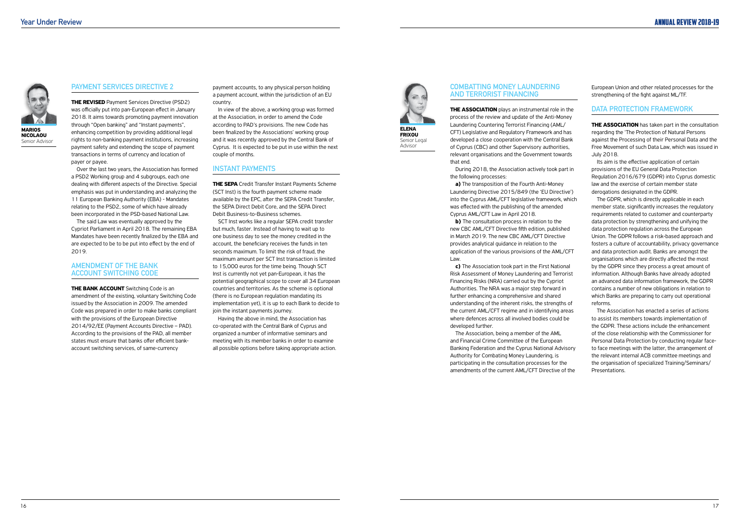## PAYMENT SERVICES DIRECTIVE 2

**MARIOS NICOLAOU**
Senior Advisor

**THE REVISED** Payment Services Directive (PSD2) was officially put into pan-European effect in January 2018. It aims towards promoting payment innovation through "Open banking" and "Instant payments", enhancing competition by providing additional legal rights to non-banking payment institutions, increasing payment safety and extending the scope of payment transactions in terms of currency and location of payer or payee.

Over the last two years, the Association has formed a PSD2 Working group and 4 subgroups, each one dealing with different aspects of the Directive. Special emphasis was put in understanding and analyzing the 11 European Banking Authority (EBA) - Mandates relating to the PSD2, some of which have already been incorporated in the PSD-based National Law.

The said Law was eventually approved by the Cypriot Parliament in April 2018. The remaining EBA Mandates have been recently finalized by the EBA and are expected to be to be put into effect by the end of 2019.

## AMENDMENT OF THE BANK ACCOUNT SWITCHING CODE

**THE BANK ACCOUNT** Switching Code is an amendment of the existing, voluntary Switching Code issued by the Association in 2009. The amended Code was prepared in order to make banks compliant with the provisions of the European Directive 2014/92/EE (Payment Accounts Directive – PAD). According to the provisions of the PAD, all member states must ensure that banks offer efficient bank-account switching services, of same-currency payment accounts, to any physical person holding a payment account, within the jurisdiction of an EU country.

In view of the above, a working group was formed at the Association, in order to amend the Code according to PAD's provisions. The new Code has been finalized by the Associations' working group and it was recently approved by the Central Bank of Cyprus. It is expected to be put in use within the next couple of months.

## INSTANT PAYMENTS

**THE SEPA** Credit Transfer Instant Payments Scheme (SCT Inst) is the fourth payment scheme made available by the EPC, after the SEPA Credit Transfer, the SEPA Direct Debit Core, and the SEPA Direct Debit Business-to-Business schemes.

SCT Inst works like a regular SEPA credit transfer but much, faster. Instead of having to wait up to one business day to see the money credited in the account, the beneficiary receives the funds in ten seconds maximum. To limit the risk of fraud, the maximum amount per SCT Inst transaction is limited to 15,000 euros for the time being. Though SCT Inst is currently not yet pan-European, it has the potential geographical scope to cover all 34 European countries and territories. As the scheme is optional (there is no European regulation mandating its implementation yet), it is up to each Bank to decide to join the instant payments journey.

Having the above in mind, the Association has co-operated with the Central Bank of Cyprus and organized a number of informative seminars and meeting with its member banks in order to examine all possible options before taking appropriate action.

## COMBATTING MONEY LAUNDERING AND TERRORIST FINANCING

**ELENA FRIXOU**
Senior Legal Advisor

**THE ASSOCIATION** plays an instrumental role in the process of the review and update of the Anti-Money Laundering Countering Terrorist Financing (AML/CFT) Legislative and Regulatory Framework and has developed a close cooperation with the Central Bank of Cyprus (CBC) and other Supervisory authorities, relevant organisations and the Government towards that end.

During 2018, the Association actively took part in the following processes:

**a)** The transposition of the Fourth Anti-Money Laundering Directive 2015/849 (the 'EU Directive') into the Cyprus AML/CFT legislative framework, which was effected with the publishing of the amended Cyprus AML/CFT Law in April 2018.

**b)** The consultation process in relation to the new CBC AML/CFT Directive fifth edition, published in March 2019. The new CBC AML/CFT Directive provides analytical guidance in relation to the application of the various provisions of the AML/CFT Law.

**c)** The Association took part in the First National Risk Assessment of Money Laundering and Terrorist Financing Risks (NRA) carried out by the Cypriot Authorities. The NRA was a major step forward in further enhancing a comprehensive and shared understanding of the inherent risks, the strengths of the current AML/CFT regime and in identifying areas where defences across all involved bodies could be developed further.

The Association, being a member of the AML and Financial Crime Committee of the European Banking Federation and the Cyprus National Advisory Authority for Combating Money Laundering, is participating in the consultation processes for the amendments of the current AML/CFT Directive of the European Union and other related processes for the strengthening of the fight against ML/TF.

## DATA PROTECTION FRAMEWORK

**THE ASSOCIATION** has taken part in the consultation regarding the 'The Protection of Natural Persons against the Processing of their Personal Data and the Free Movement of such Data Law, which was issued in July 2018.

Its aim is the effective application of certain provisions of the EU General Data Protection Regulation 2016/679 (GDPR) into Cyprus domestic law and the exercise of certain member state derogations designated in the GDPR.

The GDPR, which is directly applicable in each member state, significantly increases the regulatory requirements related to customer and counterparty data protection by strengthening and unifying the data protection regulation across the European Union. The GDPR follows a risk-based approach and fosters a culture of accountability, privacy governance and data protection audit. Banks are amongst the organisations which are directly affected the most by the GDPR since they process a great amount of information. Although Banks have already adopted an advanced data information framework, the GDPR contains a number of new obligations in relation to which Banks are preparing to carry out operational reforms.

The Association has enacted a series of actions to assist its members towards implementation of the GDPR. These actions include the enhancement of the close relationship with the Commissioner for Personal Data Protection by conducting regular face-to face meetings with the latter, the arrangement of the relevant internal ACB committee meetings and the organisation of specialized Training/Seminars/Presentations.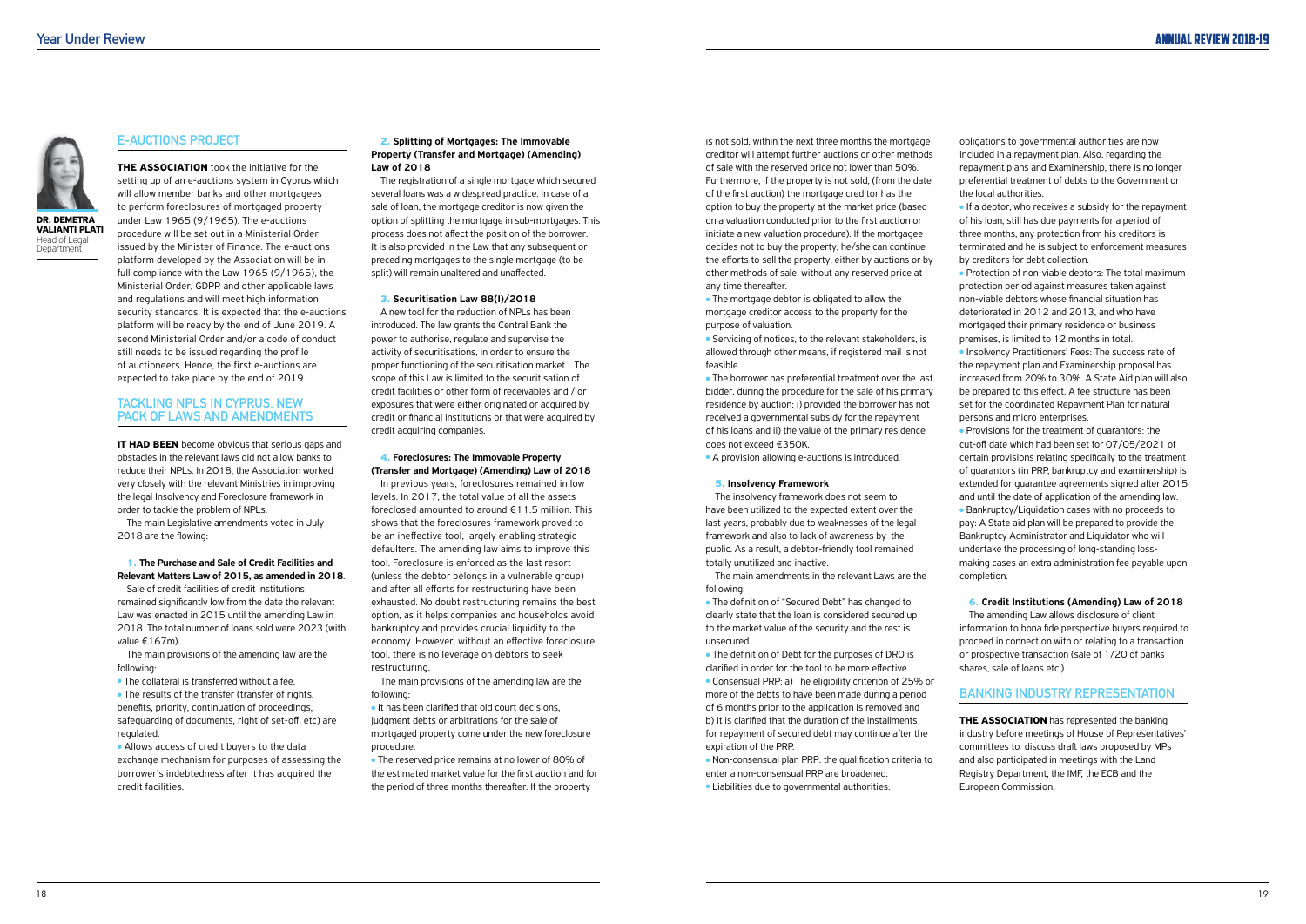## E-AUCTIONS PROJECT

**DR. DEMETRA VALIANTI PLATI**
Head of Legal Department

**THE ASSOCIATION** took the initiative for the setting up of an e-auctions system in Cyprus which will allow member banks and other mortgagees to perform foreclosures of mortgaged property under Law 1965 (9/1965). The e-auctions procedure will be set out in a Ministerial Order issued by the Minister of Finance. The e-auctions platform developed by the Association will be in full compliance with the Law 1965 (9/1965), the Ministerial Order, GDPR and other applicable laws and regulations and will meet high information security standards. It is expected that the e-auctions platform will be ready by the end of June 2019. A second Ministerial Order and/or a code of conduct still needs to be issued regarding the profile of auctioneers. Hence, the first e-auctions are expected to take place by the end of 2019.

## TACKLING NPLS IN CYPRUS, NEW PACK OF LAWS AND AMENDMENTS

**IT HAD BEEN** become obvious that serious gaps and obstacles in the relevant laws did not allow banks to reduce their NPLs. In 2018, the Association worked very closely with the relevant Ministries in improving the legal Insolvency and Foreclosure framework in order to tackle the problem of NPLs.

The main Legislative amendments voted in July 2018 are the flowing:

**1. The Purchase and Sale of Credit Facilities and Relevant Matters Law of 2015, as amended in 2018**.

Sale of credit facilities of credit institutions remained significantly low from the date the relevant Law was enacted in 2015 until the amending Law in 2018. The total number of loans sold were 2023 (with value €167m).

The main provisions of the amending law are the following:

- The collateral is transferred without a fee.
- The results of the transfer (transfer of rights, benefits, priority, continuation of proceedings, safeguarding of documents, right of set-off, etc) are regulated.
- Allows access of credit buyers to the data exchange mechanism for purposes of assessing the borrower's indebtedness after it has acquired the credit facilities.

**2. Splitting of Mortgages: The Immovable Property (Transfer and Mortgage) (Amending) Law of 2018**

The registration of a single mortgage which secured several loans was a widespread practice. In case of a sale of loan, the mortgage creditor is now given the option of splitting the mortgage in sub-mortgages. This process does not affect the position of the borrower. It is also provided in the Law that any subsequent or preceding mortgages to the single mortgage (to be split) will remain unaltered and unaffected.

**3. Securitisation Law 88(I)/2018**

A new tool for the reduction of NPLs has been introduced. The law grants the Central Bank the power to authorise, regulate and supervise the activity of securitisations, in order to ensure the proper functioning of the securitisation market. The scope of this Law is limited to the securitisation of credit facilities or other form of receivables and / or exposures that were either originated or acquired by credit or financial institutions or that were acquired by credit acquiring companies.

**4. Foreclosures: The Immovable Property (Transfer and Mortgage) (Amending) Law of 2018**

In previous years, foreclosures remained in low levels. In 2017, the total value of all the assets foreclosed amounted to around €11.5 million. This shows that the foreclosures framework proved to be an ineffective tool, largely enabling strategic defaulters. The amending law aims to improve this tool. Foreclosure is enforced as the last resort (unless the debtor belongs in a vulnerable group) and after all efforts for restructuring have been exhausted. No doubt restructuring remains the best option, as it helps companies and households avoid bankruptcy and provides crucial liquidity to the economy. However, without an effective foreclosure tool, there is no leverage on debtors to seek restructuring.

The main provisions of the amending law are the following:

- It has been clarified that old court decisions, judgment debts or arbitrations for the sale of mortgaged property come under the new foreclosure procedure.
- The reserved price remains at no lower of 80% of the estimated market value for the first auction and for the period of three months thereafter. If the property is not sold, within the next three months the mortgage creditor will attempt further auctions or other methods of sale with the reserved price not lower than 50%. Furthermore, if the property is not sold, (from the date of the first auction) the mortgage creditor has the option to buy the property at the market price (based on a valuation conducted prior to the first auction or initiate a new valuation procedure). If the mortgagee decides not to buy the property, he/she can continue the efforts to sell the property, either by auctions or by other methods of sale, without any reserved price at any time thereafter.
- The mortgage debtor is obligated to allow the mortgage creditor access to the property for the purpose of valuation.
- Servicing of notices, to the relevant stakeholders, is allowed through other means, if registered mail is not feasible.
- The borrower has preferential treatment over the last bidder, during the procedure for the sale of his primary residence by auction: i) provided the borrower has not received a governmental subsidy for the repayment of his loans and ii) the value of the primary residence does not exceed €350K.
- A provision allowing e-auctions is introduced.

**5. Insolvency Framework**

The insolvency framework does not seem to have been utilized to the expected extent over the last years, probably due to weaknesses of the legal framework and also to lack of awareness by the public. As a result, a debtor-friendly tool remained totally unutilized and inactive.

The main amendments in the relevant Laws are the following:

- The definition of "Secured Debt" has changed to clearly state that the loan is considered secured up to the market value of the security and the rest is unsecured.
- The definition of Debt for the purposes of DRO is clarified in order for the tool to be more effective.
- Consensual PRP: a) The eligibility criterion of 25% or more of the debts to have been made during a period of 6 months prior to the application is removed and b) it is clarified that the duration of the installments for repayment of secured debt may continue after the expiration of the PRP.
- Non-consensual plan PRP: the qualification criteria to enter a non-consensual PRP are broadened.
- Liabilities due to governmental authorities: obligations to governmental authorities are now included in a repayment plan. Also, regarding the repayment plans and Examinership, there is no longer preferential treatment of debts to the Government or the local authorities.
- If a debtor, who receives a subsidy for the repayment of his loan, still has due payments for a period of three months, any protection from his creditors is terminated and he is subject to enforcement measures by creditors for debt collection.
- Protection of non-viable debtors: The total maximum protection period against measures taken against non-viable debtors whose financial situation has deteriorated in 2012 and 2013, and who have mortgaged their primary residence or business premises, is limited to 12 months in total.
- Insolvency Practitioners' Fees: The success rate of the repayment plan and Examinership proposal has increased from 20% to 30%. A State Aid plan will also be prepared to this effect. A fee structure has been set for the coordinated Repayment Plan for natural persons and micro enterprises.
- Provisions for the treatment of guarantors: the cut-off date which had been set for 07/05/2021 of certain provisions relating specifically to the treatment of guarantors (in PRP, bankruptcy and examinership) is extended for guarantee agreements signed after 2015 and until the date of application of the amending law.
- Bankruptcy/Liquidation cases with no proceeds to pay: A State aid plan will be prepared to provide the Bankruptcy Administrator and Liquidator who will undertake the processing of long-standing loss-making cases an extra administration fee payable upon completion.

**6. Credit Institutions (Amending) Law of 2018**

The amending Law allows disclosure of client information to bona fide perspective buyers required to proceed in connection with or relating to a transaction or prospective transaction (sale of 1/20 of banks shares, sale of loans etc.).

## BANKING INDUSTRY REPRESENTATION

**THE ASSOCIATION** has represented the banking industry before meetings of House of Representatives' committees to discuss draft laws proposed by MPs and also participated in meetings with the Land Registry Department, the IMF, the ECB and the European Commission.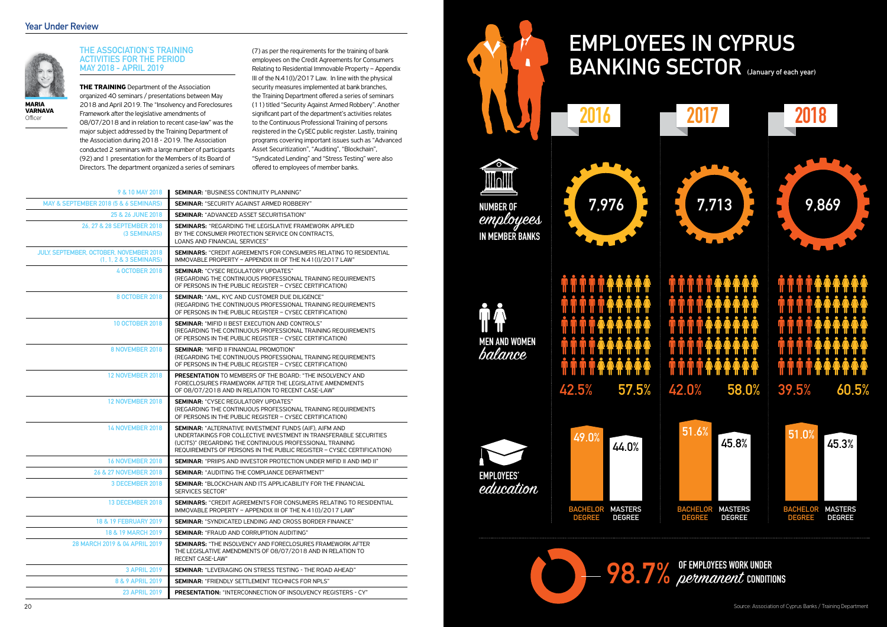## Year Under Review

**MARIA VARNAVA**
Officer

### THE ASSOCIATION'S TRAINING ACTIVITIES FOR THE PERIOD MAY 2018 - APRIL 2019

**THE TRAINING** Department of the Association organized 40 seminars / presentations between May 2018 and April 2019. The "Insolvency and Foreclosures Framework after the legislative amendments of 08/07/2018 and in relation to recent case-law" was the major subject addressed by the Training Department of the Association during 2018 - 2019. The Association conducted 2 seminars with a large number of participants (92) and 1 presentation for the Members of its Board of Directors. The department organized a series of seminars (7) as per the requirements for the training of bank employees on the Credit Agreements for Consumers Relating to Residential Immovable Property – Appendix III of the N.41(I)/2017 Law. In line with the physical security measures implemented at bank branches, the Training Department offered a series of seminars (11) titled "Security Against Armed Robbery". Another significant part of the department's activities relates to the Continuous Professional Training of persons registered in the CySEC public register. Lastly, training programs covering important issues such as "Advanced Asset Securitization", "Auditing", "Blockchain", "Syndicated Lending" and "Stress Testing" were also offered to employees of member banks.

| Date | Activity |
| --- | --- |
| 9 & 10 MAY 2018 | **SEMINAR:** "BUSINESS CONTINUITY PLANNING" |
| MAY & SEPTEMBER 2018 (5 & 6 SEMINARS) | **SEMINAR:** "SECURITY AGAINST ARMED ROBBERY" |
| 25 & 26 JUNE 2018 | **SEMINAR:** "ADVANCED ASSET SECURITISATION" |
| 26, 27 & 28 SEPTEMBER 2018 (3 SEMINARS) | **SEMINARS:** "REGARDING THE LEGISLATIVE FRAMEWORK APPLIED BY THE CONSUMER PROTECTION SERVICE ON CONTRACTS, LOANS AND FINANCIAL SERVICES" |
| JULY, SEPTEMBER, OCTOBER, NOVEMBER 2018 (1, 1, 2 & 3 SEMINARS) | **SEMINARS:** "CREDIT AGREEMENTS FOR CONSUMERS RELATING TO RESIDENTIAL IMMOVABLE PROPERTY – APPENDIX III OF THE N.41(I)/2017 LAW" |
| 4 OCTOBER 2018 | **SEMINAR:** "CYSEC REGULATORY UPDATES" (REGARDING THE CONTINUOUS PROFESSIONAL TRAINING REQUIREMENTS OF PERSONS IN THE PUBLIC REGISTER – CYSEC CERTIFICATION) |
| 8 OCTOBER 2018 | **SEMINAR:** "AML, KYC AND CUSTOMER DUE DILIGENCE" (REGARDING THE CONTINUOUS PROFESSIONAL TRAINING REQUIREMENTS OF PERSONS IN THE PUBLIC REGISTER – CYSEC CERTIFICATION) |
| 10 OCTOBER 2018 | **SEMINAR:** "MIFID II BEST EXECUTION AND CONTROLS" (REGARDING THE CONTINUOUS PROFESSIONAL TRAINING REQUIREMENTS OF PERSONS IN THE PUBLIC REGISTER – CYSEC CERTIFICATION) |
| 8 NOVEMBER 2018 | **SEMINAR:** "MIFID II FINANCIAL PROMOTION" (REGARDING THE CONTINUOUS PROFESSIONAL TRAINING REQUIREMENTS OF PERSONS IN THE PUBLIC REGISTER – CYSEC CERTIFICATION) |
| 12 NOVEMBER 2018 | **PRESENTATION** TO MEMBERS OF THE BOARD: "THE INSOLVENCY AND FORECLOSURES FRAMEWORK AFTER THE LEGISLATIVE AMENDMENTS OF 08/07/2018 AND IN RELATION TO RECENT CASE-LAW" |
| 12 NOVEMBER 2018 | **SEMINAR:** "CYSEC REGULATORY UPDATES" (REGARDING THE CONTINUOUS PROFESSIONAL TRAINING REQUIREMENTS OF PERSONS IN THE PUBLIC REGISTER – CYSEC CERTIFICATION) |
| 14 NOVEMBER 2018 | **SEMINAR:** "ALTERNATIVE INVESTMENT FUNDS (AIF), AIFM AND UNDERTAKINGS FOR COLLECTIVE INVESTMENT IN TRANSFERABLE SECURITIES (UCITS)" (REGARDING THE CONTINUOUS PROFESSIONAL TRAINING REQUIREMENTS OF PERSONS IN THE PUBLIC REGISTER – CYSEC CERTIFICATION) |
| 16 NOVEMBER 2018 | **SEMINAR:** "PRIIPS AND INVESTOR PROTECTION UNDER MIFID II AND IMD II" |
| 26 & 27 NOVEMBER 2018 | **SEMINAR:** "AUDITING THE COMPLIANCE DEPARTMENT" |
| 3 DECEMBER 2018 | **SEMINAR:** "BLOCKCHAIN AND ITS APPLICABILITY FOR THE FINANCIAL SERVICES SECTOR" |
| 13 DECEMBER 2018 | **SEMINARS:** "CREDIT AGREEMENTS FOR CONSUMERS RELATING TO RESIDENTIAL IMMOVABLE PROPERTY – APPENDIX III OF THE N.41(I)/2017 LAW" |
| 18 & 19 FEBRUARY 2019 | **SEMINAR:** "SYNDICATED LENDING AND CROSS BORDER FINANCE" |
| 18 & 19 MARCH 2019 | **SEMINAR:** "FRAUD AND CORRUPTION AUDITING" |
| 28 MARCH 2019 & 04 APRIL 2019 | **SEMINARS:** "THE INSOLVENCY AND FORECLOSURES FRAMEWORK AFTER THE LEGISLATIVE AMENDMENTS OF 08/07/2018 AND IN RELATION TO RECENT CASE-LAW" |
| 3 APRIL 2019 | **SEMINAR:** "LEVERAGING ON STRESS TESTING - THE ROAD AHEAD" |
| 8 & 9 APRIL 2019 | **SEMINAR:** "FRIENDLY SETTLEMENT TECHNICS FOR NPLS" |
| 23 APRIL 2019 | **PRESENTATION:** "INTERCONNECTION OF INSOLVENCY REGISTERS - CY" |

## EMPLOYEES IN CYPRUS BANKING SECTOR (January of each year)

| | 2016 | 2017 | 2018 |
| --- | --- | --- | --- |
| NUMBER OF *employees* IN MEMBER BANKS | 7,976 | 7,713 | 9,869 |
| MEN AND WOMEN *balance* | 42.5% / 57.5% | 42.0% / 58.0% | 39.5% / 60.5% |
| EMPLOYEES' *education* – BACHELOR DEGREE | 49.0% | 51.6% | 51.0% |
| EMPLOYEES' *education* – MASTERS DEGREE | 44.0% | 45.8% | 45.3% |

**98.7%** OF EMPLOYEES WORK UNDER *permanent* CONDITIONS

Source: Association of Cyprus Banks / Training Department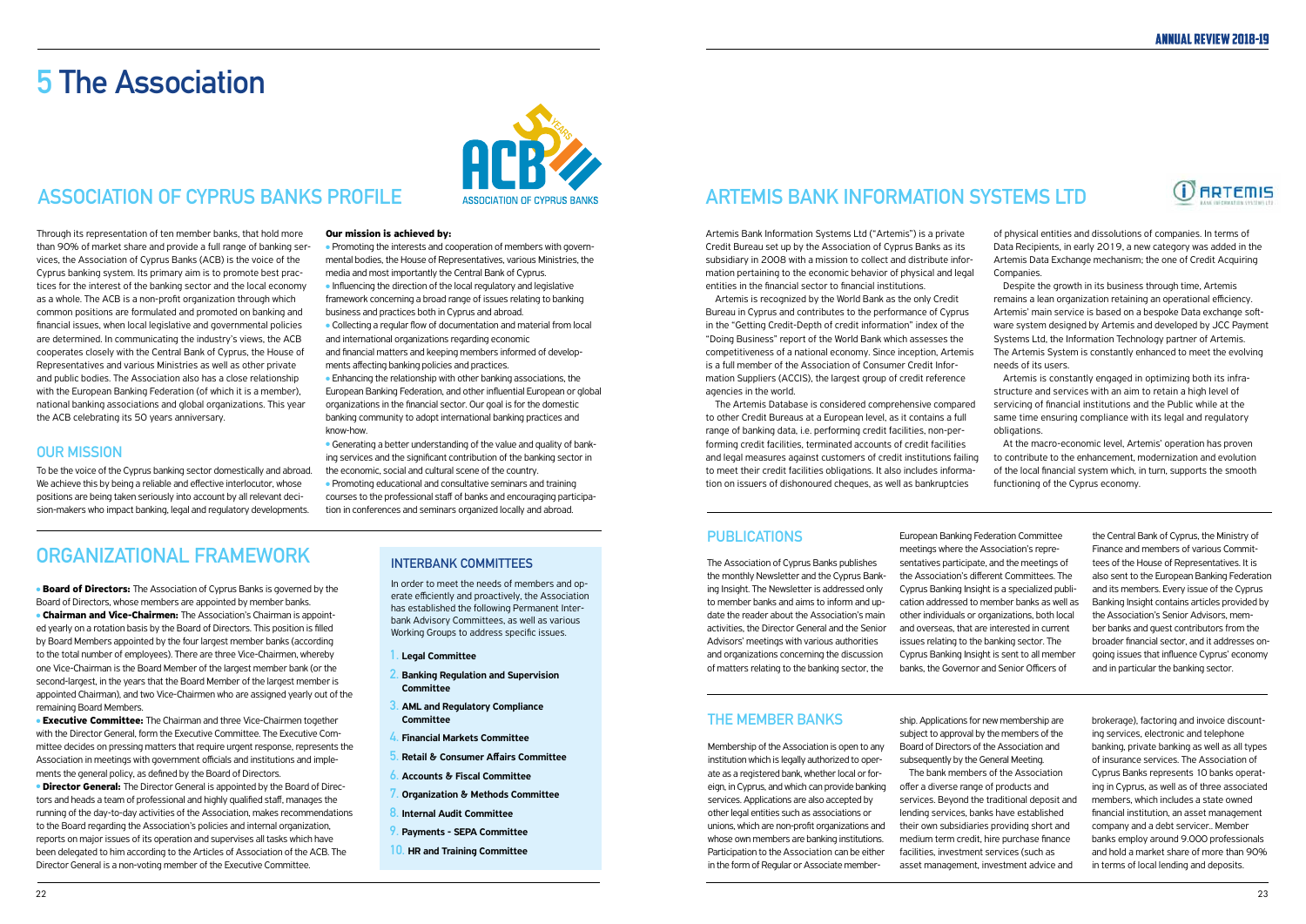# 5 The Association

## ASSOCIATION OF CYPRUS BANKS PROFILE

Through its representation of ten member banks, that hold more than 90% of market share and provide a full range of banking services, the Association of Cyprus Banks (ACB) is the voice of the Cyprus banking system. Its primary aim is to promote best practices for the interest of the banking sector and the local economy as a whole. The ACB is a non-profit organization through which common positions are formulated and promoted on banking and financial issues, when local legislative and governmental policies are determined. In communicating the industry's views, the ACB cooperates closely with the Central Bank of Cyprus, the House of Representatives and various Ministries as well as other private and public bodies. The Association also has a close relationship with the European Banking Federation (of which it is a member), national banking associations and global organizations. This year the ACB celebrating its 50 years anniversary.

### OUR MISSION

To be the voice of the Cyprus banking sector domestically and abroad. We achieve this by being a reliable and effective interlocutor, whose positions are being taken seriously into account by all relevant decision-makers who impact banking, legal and regulatory developments.

**Our mission is achieved by:**

- Promoting the interests and cooperation of members with governmental bodies, the House of Representatives, various Ministries, the media and most importantly the Central Bank of Cyprus.
- Influencing the direction of the local regulatory and legislative framework concerning a broad range of issues relating to banking business and practices both in Cyprus and abroad.
- Collecting a regular flow of documentation and material from local and international organizations regarding economic and financial matters and keeping members informed of developments affecting banking policies and practices.
- Enhancing the relationship with other banking associations, the European Banking Federation, and other influential European or global organizations in the financial sector. Our goal is for the domestic banking community to adopt international banking practices and know-how.
- Generating a better understanding of the value and quality of banking services and the significant contribution of the banking sector in the economic, social and cultural scene of the country.
- Promoting educational and consultative seminars and training courses to the professional staff of banks and encouraging participation in conferences and seminars organized locally and abroad.

## ORGANIZATIONAL FRAMEWORK

- **Board of Directors:** The Association of Cyprus Banks is governed by the Board of Directors, whose members are appointed by member banks.
- **Chairman and Vice-Chairmen:** The Association's Chairman is appointed yearly on a rotation basis by the Board of Directors. This position is filled by Board Members appointed by the four largest member banks (according to the total number of employees). There are three Vice-Chairmen, whereby one Vice-Chairman is the Board Member of the largest member bank (or the second-largest, in the years that the Board Member of the largest member is appointed Chairman), and two Vice-Chairmen who are assigned yearly out of the remaining Board Members.
- **Executive Committee:** The Chairman and three Vice-Chairmen together with the Director General, form the Executive Committee. The Executive Committee decides on pressing matters that require urgent response, represents the Association in meetings with government officials and institutions and implements the general policy, as defined by the Board of Directors.
- **Director General:** The Director General is appointed by the Board of Directors and heads a team of professional and highly qualified staff, manages the running of the day-to-day activities of the Association, makes recommendations to the Board regarding the Association's policies and internal organization, reports on major issues of its operation and supervises all tasks which have been delegated to him according to the Articles of Association of the ACB. The Director General is a non-voting member of the Executive Committee.

### INTERBANK COMMITTEES

In order to meet the needs of members and operate efficiently and proactively, the Association has established the following Permanent Interbank Advisory Committees, as well as various Working Groups to address specific issues.

1. **Legal Committee**
2. **Banking Regulation and Supervision Committee**
3. **AML and Regulatory Compliance Committee**
4. **Financial Markets Committee**
5. **Retail & Consumer Affairs Committee**
6. **Accounts & Fiscal Committee**
7. **Organization & Methods Committee**
8. **Internal Audit Committee**
9. **Payments - SEPA Committee**
10. **HR and Training Committee**

## ARTEMIS BANK INFORMATION SYSTEMS LTD

Artemis Bank Information Systems Ltd ("Artemis") is a private Credit Bureau set up by the Association of Cyprus Banks as its subsidiary in 2008 with a mission to collect and distribute information pertaining to the economic behavior of physical and legal entities in the financial sector to financial institutions.

Artemis is recognized by the World Bank as the only Credit Bureau in Cyprus and contributes to the performance of Cyprus in the "Getting Credit-Depth of credit information" index of the "Doing Business" report of the World Bank which assesses the competitiveness of a national economy. Since inception, Artemis is a full member of the Association of Consumer Credit Information Suppliers (ACCIS), the largest group of credit reference agencies in the world.

The Artemis Database is considered comprehensive compared to other Credit Bureaus at a European level, as it contains a full range of banking data, i.e. performing credit facilities, non-performing credit facilities, terminated accounts of credit facilities and legal measures against customers of credit institutions failing to meet their credit facilities obligations. It also includes information on issuers of dishonoured cheques, as well as bankruptcies of physical entities and dissolutions of companies. In terms of Data Recipients, in early 2019, a new category was added in the Artemis Data Exchange mechanism; the one of Credit Acquiring Companies.

Despite the growth in its business through time, Artemis remains a lean organization retaining an operational efficiency. Artemis' main service is based on a bespoke Data exchange software system designed by Artemis and developed by JCC Payment Systems Ltd, the Information Technology partner of Artemis. The Artemis System is constantly enhanced to meet the evolving needs of its users.

Artemis is constantly engaged in optimizing both its infrastructure and services with an aim to retain a high level of servicing of financial institutions and the Public while at the same time ensuring compliance with its legal and regulatory obligations.

At the macro-economic level, Artemis' operation has proven to contribute to the enhancement, modernization and evolution of the local financial system which, in turn, supports the smooth functioning of the Cyprus economy.

### PUBLICATIONS

The Association of Cyprus Banks publishes the monthly Newsletter and the Cyprus Banking Insight. The Newsletter is addressed only to member banks and aims to inform and update the reader about the Association's main activities, the Director General and the Senior Advisors' meetings with various authorities and organizations concerning the discussion of matters relating to the banking sector, the European Banking Federation Committee meetings where the Association's representatives participate, and the meetings of the Association's different Committees. The Cyprus Banking Insight is a specialized publication addressed to member banks as well as other individuals or organizations, both local and overseas, that are interested in current issues relating to the banking sector. The Cyprus Banking Insight is sent to all member banks, the Governor and Senior Officers of the Central Bank of Cyprus, the Ministry of Finance and members of various Committees of the House of Representatives. It is also sent to the European Banking Federation and its members. Every issue of the Cyprus Banking Insight contains articles provided by the Association's Senior Advisors, member banks and guest contributors from the broader financial sector, and it addresses ongoing issues that influence Cyprus' economy and in particular the banking sector.

### THE MEMBER BANKS

Membership of the Association is open to any institution which is legally authorized to operate as a registered bank, whether local or foreign, in Cyprus, and which can provide banking services. Applications are also accepted by other legal entities such as associations or unions, which are non-profit organizations and whose own members are banking institutions. Participation to the Association can be either in the form of Regular or Associate membership. Applications for new membership are subject to approval by the members of the Board of Directors of the Association and subsequently by the General Meeting.

The bank members of the Association offer a diverse range of products and services. Beyond the traditional deposit and lending services, banks have established their own subsidiaries providing short and medium term credit, hire purchase finance facilities, investment services (such as asset management, investment advice and brokerage), factoring and invoice discounting services, electronic and telephone banking, private banking as well as all types of insurance services. The Association of Cyprus Banks represents 10 banks operating in Cyprus, as well as of three associated members, which includes a state owned financial institution, an asset management company and a debt servicer.. Member banks employ around 9.000 professionals and hold a market share of more than 90% in terms of local lending and deposits.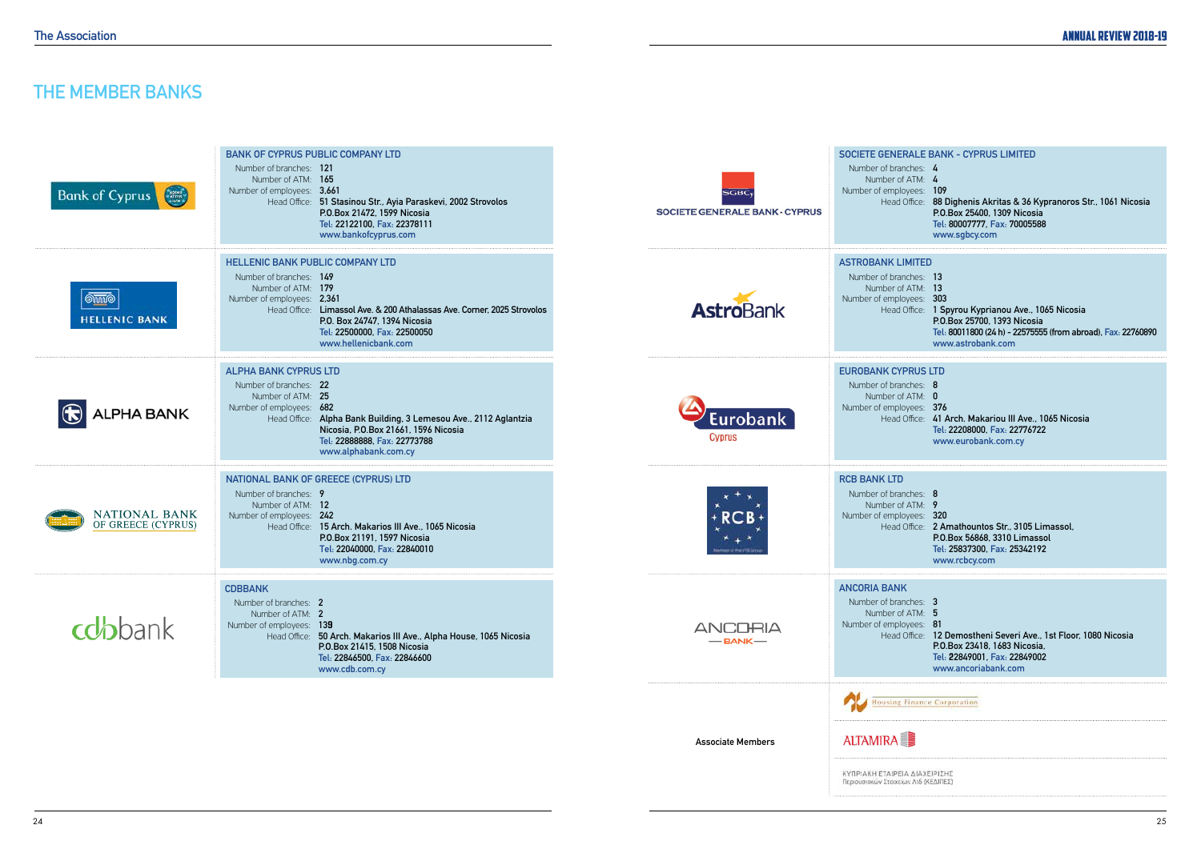# THE MEMBER BANKS

## BANK OF CYPRUS PUBLIC COMPANY LTD

Number of branches: 121
Number of ATM: 165
Number of employees: 3,661
Head Office: 51 Stasinou Str., Ayia Paraskevi, 2002 Strovolos
P.O.Box 21472, 1599 Nicosia
Tel: 22122100, Fax: 22378111
www.bankofcyprus.com

## HELLENIC BANK PUBLIC COMPANY LTD

Number of branches: 149
Number of ATM: 179
Number of employees: 2,361
Head Office: Limassol Ave. & 200 Athalassas Ave. Corner, 2025 Strovolos
P.O. Box 24747, 1394 Nicosia
Tel: 22500000, Fax: 22500050
www.hellenicbank.com

## ALPHA BANK CYPRUS LTD

Number of branches: 22
Number of ATM: 25
Number of employees: 682
Head Office: Alpha Bank Building, 3 Lemesou Ave., 2112 Aglantzia
Nicosia, P.O.Box 21661, 1596 Nicosia
Tel: 22888888, Fax: 22773788
www.alphabank.com.cy

## NATIONAL BANK OF GREECE (CYPRUS) LTD

Number of branches: 9
Number of ATM: 12
Number of employees: 242
Head Office: 15 Arch. Makarios III Ave., 1065 Nicosia
P.O.Box 21191, 1597 Nicosia
Tel: 22040000, Fax: 22840010
www.nbg.com.cy

## CDBBANK

Number of branches: 2
Number of ATM: 2
Number of employees: 139
Head Office: 50 Arch. Makarios III Ave., Alpha House, 1065 Nicosia
P.O.Box 21415, 1508 Nicosia
Tel: 22846500, Fax: 22846600
www.cdb.com.cy

## SOCIETE GENERALE BANK - CYPRUS LIMITED

Number of branches: 4
Number of ATM: 4
Number of employees: 109
Head Office: 88 Dighenis Akritas & 36 Kypranoros Str., 1061 Nicosia
P.O.Box 25400, 1309 Nicosia
Tel: 80007777, Fax: 70005588
www.sgbcy.com

## ASTROBANK LIMITED

Number of branches: 13
Number of ATM: 13
Number of employees: 303
Head Office: 1 Spyrou Kyprianou Ave., 1065 Nicosia
P.O.Box 25700, 1393 Nicosia
Tel: 80011800 (24 h) - 22575555 (from abroad), Fax: 22760890
www.astrobank.com

## EUROBANK CYPRUS LTD

Number of branches: 8
Number of ATM: 0
Number of employees: 376
Head Office: 41 Arch. Makariou III Ave., 1065 Nicosia
Tel: 22208000, Fax: 22776722
www.eurobank.com.cy

## RCB BANK LTD

Number of branches: 8
Number of ATM: 9
Number of employees: 320
Head Office: 2 Amathountos Str., 3105 Limassol,
P.O.Box 56868, 3310 Limassol
Tel: 25837300, Fax: 25342192
www.rcbcy.com

## ANCORIA BANK

Number of branches: 3
Number of ATM: 5
Number of employees: 81
Head Office: 12 Demostheni Severi Ave., 1st Floor, 1080 Nicosia
P.O.Box 23418, 1683 Nicosia,
Tel: 22849001, Fax: 22849002
www.ancoriabank.com

## Associate Members

- Housing Finance Corporation
- ALTAMIRA
- ΚΥΠΡΙΑΚΗ ΕΤΑΙΡΕΙΑ ΔΙΑΧΕΙΡΙΣΗΣ Περιουσιακών Στοιχείων Λτδ (ΚΕΔΙΠΕΣ)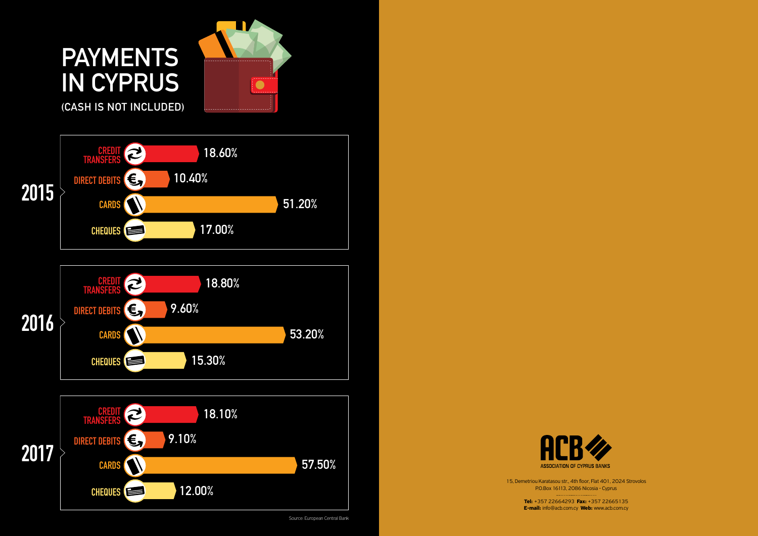# PAYMENTS IN CYPRUS

(CASH IS NOT INCLUDED)

2015

CREDIT TRANSFERS 18.60%
DIRECT DEBITS 10.40%
CARDS 51.20%
CHEQUES 17.00%

2016

CREDIT TRANSFERS 18.80%
DIRECT DEBITS 9.60%
CARDS 53.20%
CHEQUES 15.30%

2017

CREDIT TRANSFERS 18.10%
DIRECT DEBITS 9.10%
CARDS 57.50%
CHEQUES 12.00%

Source: European Central Bank

ACB
ASSOCIATION OF CYPRUS BANKS

15, Demetriou Karatasou str., 4th floor, Flat 401, 2024 Strovolos
P.O.Box 16113, 2086 Nicosia - Cyprus

**Tel:** +357 22664293 **Fax:** +357 22665135
**E-mail:** info@acb.com.cy **Web:** www.acb.com.cy